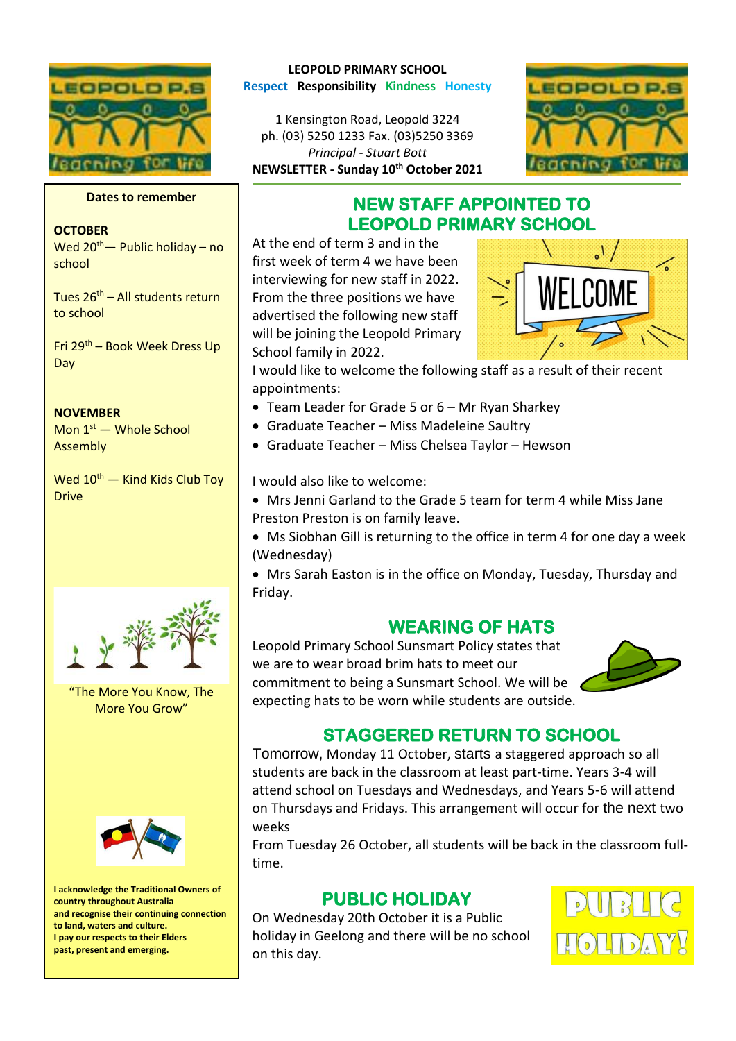**LEOPOLD PRIMARY SCHOOL**

**Respect Responsibility Kindness Honesty**

1 Kensington Road, Leopold 3224
ph. (03) 5250 1233 Fax. (03)5250 3369
*Principal - Stuart Bott*
**NEWSLETTER - Sunday 10th October 2021**

**Dates to remember**

**OCTOBER**
Wed 20th— Public holiday – no school

Tues 26th – All students return to school

Fri 29th – Book Week Dress Up Day

**NOVEMBER**
Mon 1st — Whole School Assembly

Wed 10th — Kind Kids Club Toy Drive

"The More You Know, The More You Grow"

**I acknowledge the Traditional Owners of country throughout Australia and recognise their continuing connection to land, waters and culture. I pay our respects to their Elders past, present and emerging.**

## NEW STAFF APPOINTED TO LEOPOLD PRIMARY SCHOOL

At the end of term 3 and in the first week of term 4 we have been interviewing for new staff in 2022. From the three positions we have advertised the following new staff will be joining the Leopold Primary School family in 2022.

I would like to welcome the following staff as a result of their recent appointments:

- Team Leader for Grade 5 or 6 – Mr Ryan Sharkey
- Graduate Teacher – Miss Madeleine Saultry
- Graduate Teacher – Miss Chelsea Taylor – Hewson

I would also like to welcome:

- Mrs Jenni Garland to the Grade 5 team for term 4 while Miss Jane Preston Preston is on family leave.
- Ms Siobhan Gill is returning to the office in term 4 for one day a week (Wednesday)
- Mrs Sarah Easton is in the office on Monday, Tuesday, Thursday and Friday.

## WEARING OF HATS

Leopold Primary School Sunsmart Policy states that we are to wear broad brim hats to meet our commitment to being a Sunsmart School. We will be expecting hats to be worn while students are outside.

## STAGGERED RETURN TO SCHOOL

Tomorrow, Monday 11 October, starts a staggered approach so all students are back in the classroom at least part-time. Years 3-4 will attend school on Tuesdays and Wednesdays, and Years 5-6 will attend on Thursdays and Fridays. This arrangement will occur for the next two weeks

From Tuesday 26 October, all students will be back in the classroom full-time.

## PUBLIC HOLIDAY

On Wednesday 20th October it is a Public holiday in Geelong and there will be no school on this day.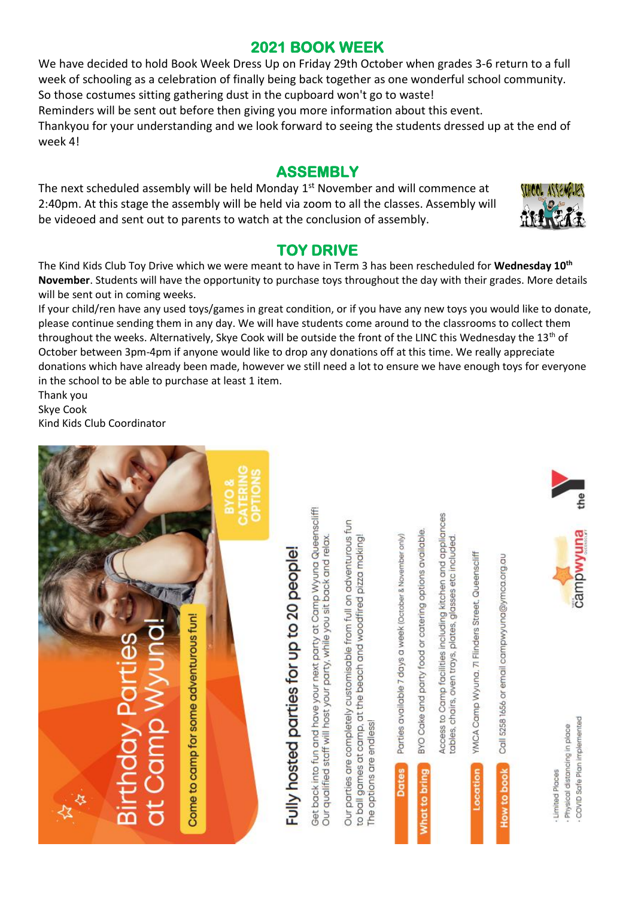## 2021 BOOK WEEK

We have decided to hold Book Week Dress Up on Friday 29th October when grades 3-6 return to a full week of schooling as a celebration of finally being back together as one wonderful school community. So those costumes sitting gathering dust in the cupboard won't go to waste!

Reminders will be sent out before then giving you more information about this event.

Thankyou for your understanding and we look forward to seeing the students dressed up at the end of week 4!

## ASSEMBLY

The next scheduled assembly will be held Monday 1st November and will commence at 2:40pm. At this stage the assembly will be held via zoom to all the classes. Assembly will be videoed and sent out to parents to watch at the conclusion of assembly.

## TOY DRIVE

The Kind Kids Club Toy Drive which we were meant to have in Term 3 has been rescheduled for **Wednesday 10th November**. Students will have the opportunity to purchase toys throughout the day with their grades. More details will be sent out in coming weeks.

If your child/ren have any used toys/games in great condition, or if you have any new toys you would like to donate, please continue sending them in any day. We will have students come around to the classrooms to collect them throughout the weeks. Alternatively, Skye Cook will be outside the front of the LINC this Wednesday the 13th of October between 3pm-4pm if anyone would like to drop any donations off at this time. We really appreciate donations which have already been made, however we still need a lot to ensure we have enough toys for everyone in the school to be able to purchase at least 1 item.

Thank you
Skye Cook
Kind Kids Club Coordinator

## Birthday Parties at Camp Wyuna!

Come to camp for some adventurous fun!

BYO & CATERING OPTIONS

### Fully hosted parties for up to 20 people!

Get back into fun and have your next party at Camp Wyuna Queenscliff! Our qualified staff will host your party, while you sit back and relax.

Our parties are completely customisable from full on adventurous fun to ball games at camp, at the beach and woodfired pizza making! The options are endless!

**Dates** Parties available 7 days a week (October & November only)

**What to bring** BYO Cake and party food or catering options available. Access to Camp facilities including kitchen and appliances tables, chairs, oven trays, plates, glasses etc included.

**Location** YMCA Camp Wyuna, 71 Flinders Street, Queenscliff

**How to book** Call 5258 1656 or email campwyuna@ymca.org.au

- Limited Places
- Physical distancing in place
- COVID Safe Plan implemented

campwyuna

the Y